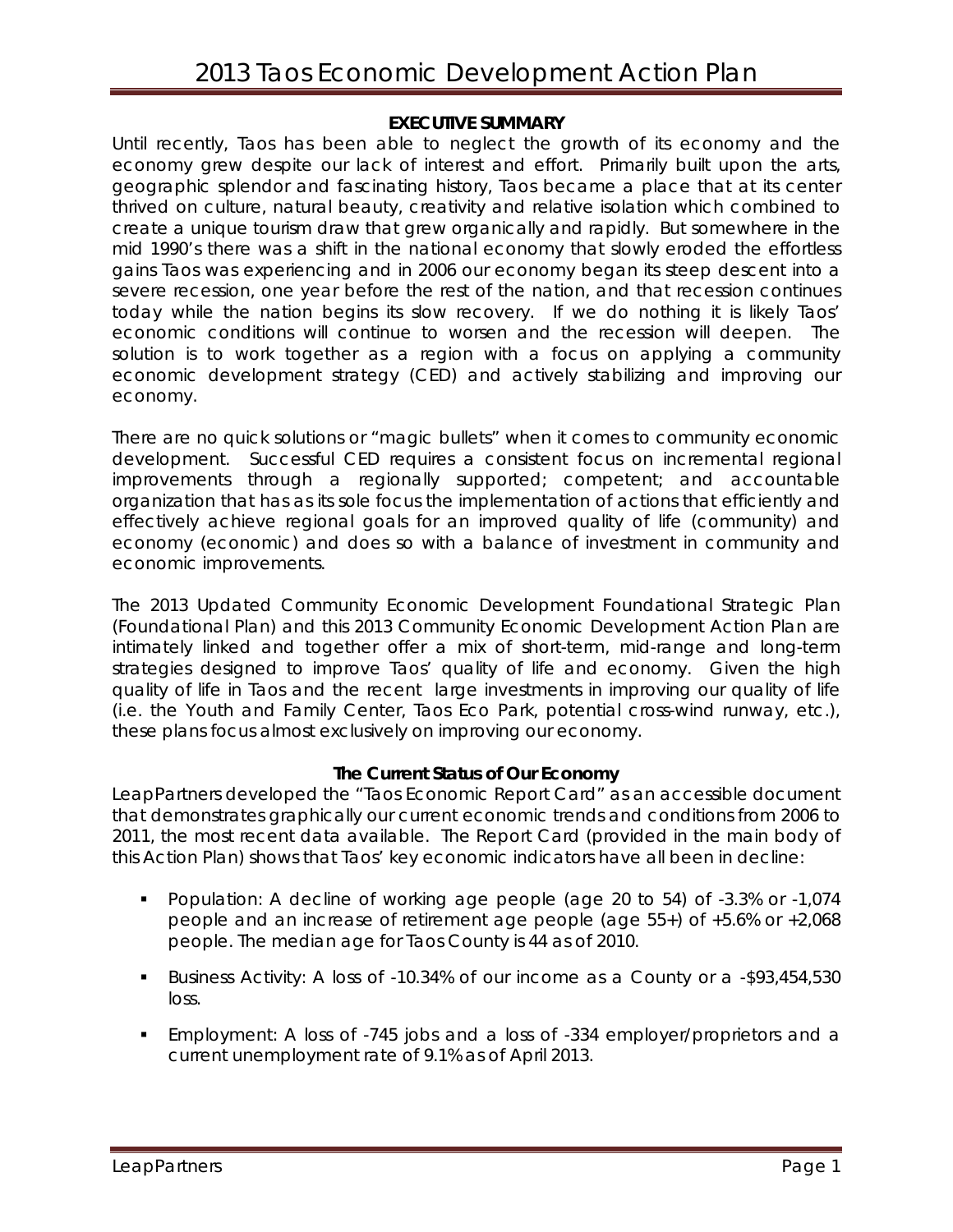# 2013 Taos Economic Development Action Plan

## EXECUTIVE SUMMARY

Until recently, Taos has been able to neglect the growth of its economy and the economy grew despite our lack of interest and effort. Primarily built upon the arts, geographic splendor and fascinating history, Taos became a place that at its center thrived on culture, natural beauty, creativity and relative isolation which combined to create a unique tourism draw that grew organically and rapidly. But somewhere in the mid 1990's there was a shift in the national economy that slowly eroded the effortless gains Taos was experiencing and in 2006 our economy began its steep descent into a severe recession, one year before the rest of the nation, and that recession continues today while the nation begins its slow recovery. If we do nothing it is likely Taos' economic conditions will continue to worsen and the recession will deepen. The solution is to work together as a region with a focus on applying a community economic development strategy (CED) and actively stabilizing and improving our economy.

There are no quick solutions or "magic bullets" when it comes to community economic development. Successful CED requires a consistent focus on incremental regional improvements through a regionally supported; competent; and accountable organization that has as its sole focus the implementation of actions that efficiently and effectively achieve regional goals for an improved quality of life (community) and economy (economic) and does so with a balance of investment in community and economic improvements.

The 2013 Updated Community Economic Development Foundational Strategic Plan (Foundational Plan) and this 2013 Community Economic Development Action Plan are intimately linked and together offer a mix of short-term, mid-range and long-term strategies designed to improve Taos' quality of life and economy. Given the high quality of life in Taos and the recent large investments in improving our quality of life (i.e. the Youth and Family Center, Taos Eco Park, potential cross-wind runway, etc.), these plans focus almost exclusively on improving our economy.

### The Current Status of Our Economy

LeapPartners developed the "Taos Economic Report Card" as an accessible document that demonstrates graphically our current economic trends and conditions from 2006 to 2011, the most recent data available. The Report Card (provided in the main body of this Action Plan) shows that Taos' key economic indicators have all been in decline:

- Population: A decline of working age people (age 20 to 54) of -3.3% or -1,074 people and an increase of retirement age people (age 55+) of +5.6% or +2,068 people. The median age for Taos County is 44 as of 2010.
- Business Activity: A loss of -10.34% of our income as a County or a -$93,454,530 loss.
- Employment: A loss of -745 jobs and a loss of -334 employer/proprietors and a current unemployment rate of 9.1% as of April 2013.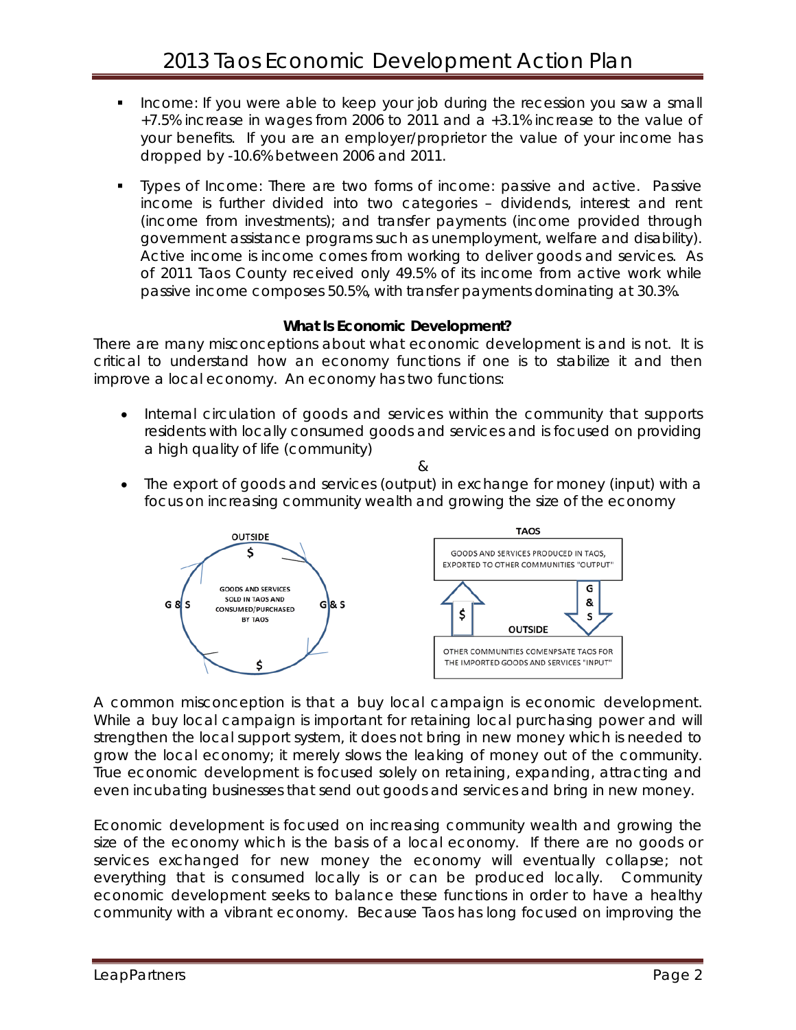- Income: If you were able to keep your job during the recession you saw a small +7.5% increase in wages from 2006 to 2011 and a +3.1% increase to the value of your benefits. If you are an employer/proprietor the value of your income has dropped by -10.6% between 2006 and 2011.

- Types of Income: There are two forms of income: passive and active. Passive income is further divided into two categories – dividends, interest and rent (income from investments); and transfer payments (income provided through government assistance programs such as unemployment, welfare and disability). Active income is income comes from working to deliver goods and services. As of 2011 Taos County received only 49.5% of its income from active work while passive income composes 50.5%, with transfer payments dominating at 30.3%.

**What Is Economic Development?**

There are many misconceptions about what economic development is and is not. It is critical to understand how an economy functions if one is to stabilize it and then improve a local economy. An economy has two functions:

- Internal circulation of goods and services within the community that supports residents with locally consumed goods and services and is focused on providing a high quality of life (community)

&

- The export of goods and services (output) in exchange for money (input) with a focus on increasing community wealth and growing the size of the economy

OUTSIDE
$
G & S — GOODS AND SERVICES SOLD IN TAOS AND CONSUMED/PURCHASED BY TAOS — G & S
$

TAOS
GOODS AND SERVICES PRODUCED IN TAOS, EXPORTED TO OTHER COMMUNITIES "OUTPUT"
$ — OUTSIDE — G & S
OTHER COMMUNITIES COMENPSATE TAOS FOR THE IMPORTED GOODS AND SERVICES "INPUT"

A common misconception is that a buy local campaign is economic development. While a buy local campaign is important for retaining local purchasing power and will strengthen the local support system, it does not bring in new money which is needed to grow the local economy; it merely slows the leaking of money out of the community. True economic development is focused solely on retaining, expanding, attracting and even incubating businesses that send out goods and services and bring in new money.

Economic development is focused on increasing community wealth and growing the size of the economy which is the basis of a local economy. If there are no goods or services exchanged for new money the economy will eventually collapse; not everything that is consumed locally is or can be produced locally. Community economic development seeks to balance these functions in order to have a healthy community with a vibrant economy. Because Taos has long focused on improving the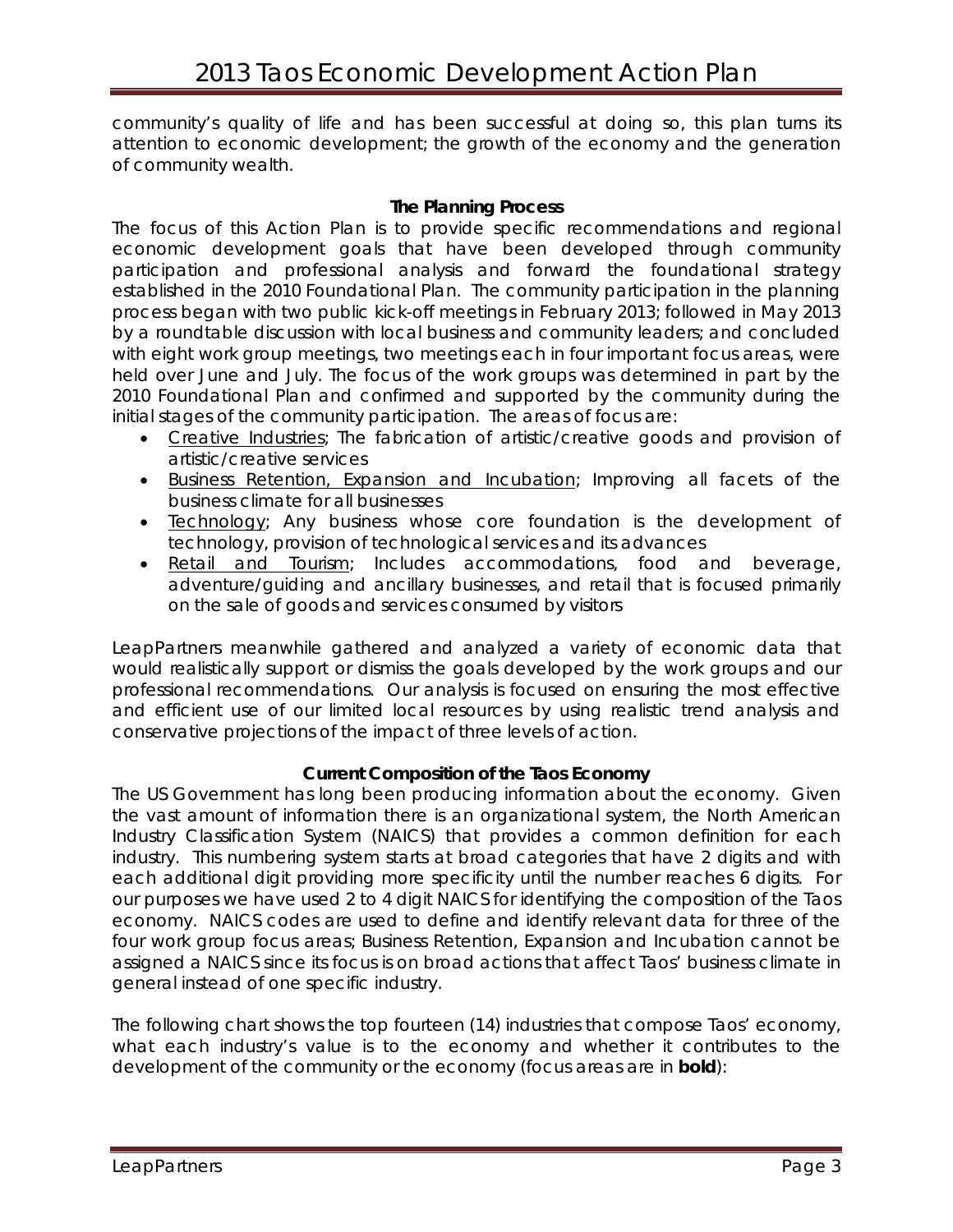community's quality of life and has been successful at doing so, this plan turns its attention to economic development; the growth of the economy and the generation of community wealth.

### The Planning Process

The focus of this Action Plan is to provide specific recommendations and regional economic development goals that have been developed through community participation and professional analysis and forward the foundational strategy established in the 2010 Foundational Plan. The community participation in the planning process began with two public kick-off meetings in February 2013; followed in May 2013 by a roundtable discussion with local business and community leaders; and concluded with eight work group meetings, two meetings each in four important focus areas, were held over June and July. The focus of the work groups was determined in part by the 2010 Foundational Plan and confirmed and supported by the community during the initial stages of the community participation. The areas of focus are:

- Creative Industries; The fabrication of artistic/creative goods and provision of artistic/creative services
- Business Retention, Expansion and Incubation; Improving all facets of the business climate for all businesses
- Technology; Any business whose core foundation is the development of technology, provision of technological services and its advances
- Retail and Tourism; Includes accommodations, food and beverage, adventure/guiding and ancillary businesses, and retail that is focused primarily on the sale of goods and services consumed by visitors

LeapPartners meanwhile gathered and analyzed a variety of economic data that would realistically support or dismiss the goals developed by the work groups and our professional recommendations. Our analysis is focused on ensuring the most effective and efficient use of our limited local resources by using realistic trend analysis and conservative projections of the impact of three levels of action.

### Current Composition of the Taos Economy

The US Government has long been producing information about the economy. Given the vast amount of information there is an organizational system, the North American Industry Classification System (NAICS) that provides a common definition for each industry. This numbering system starts at broad categories that have 2 digits and with each additional digit providing more specificity until the number reaches 6 digits. For our purposes we have used 2 to 4 digit NAICS for identifying the composition of the Taos economy. NAICS codes are used to define and identify relevant data for three of the four work group focus areas; Business Retention, Expansion and Incubation cannot be assigned a NAICS since its focus is on broad actions that affect Taos' business climate in general instead of one specific industry.

The following chart shows the top fourteen (14) industries that compose Taos' economy, what each industry's value is to the economy and whether it contributes to the development of the community or the economy (focus areas are in **bold**):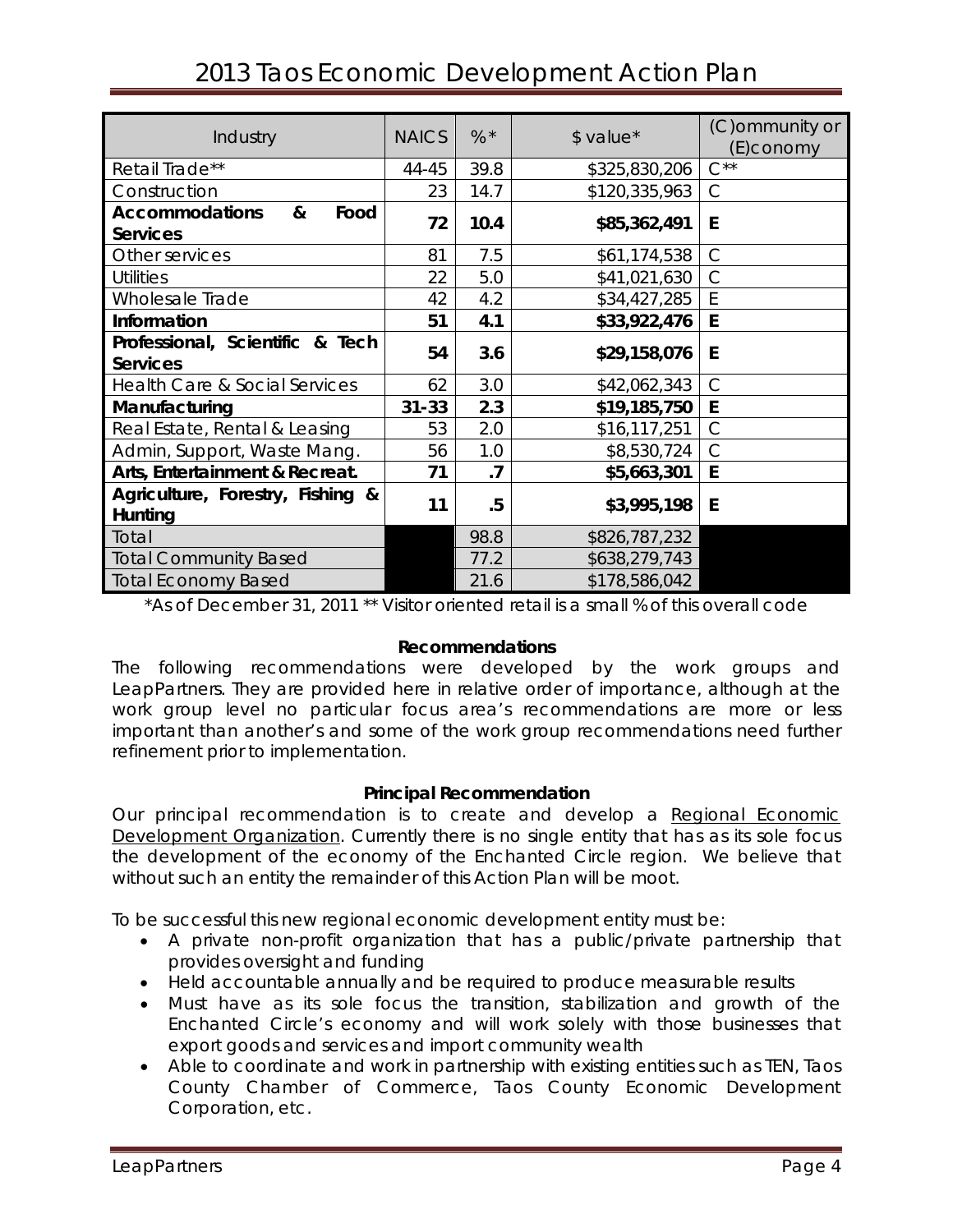| Industry | NAICS | %* | $ value* | (C)ommunity or (E)conomy |
|---|---|---|---|---|
| Retail Trade** | 44-45 | 39.8 | $325,830,206 | C** |
| Construction | 23 | 14.7 | $120,335,963 | C |
| **Accommodations & Food Services** | **72** | **10.4** | **$85,362,491** | **E** |
| Other services | 81 | 7.5 | $61,174,538 | C |
| Utilities | 22 | 5.0 | $41,021,630 | C |
| Wholesale Trade | 42 | 4.2 | $34,427,285 | E |
| **Information** | **51** | **4.1** | **$33,922,476** | **E** |
| **Professional, Scientific & Tech Services** | **54** | **3.6** | **$29,158,076** | **E** |
| Health Care & Social Services | 62 | 3.0 | $42,062,343 | C |
| **Manufacturing** | **31-33** | **2.3** | **$19,185,750** | **E** |
| Real Estate, Rental & Leasing | 53 | 2.0 | $16,117,251 | C |
| Admin, Support, Waste Mang. | 56 | 1.0 | $8,530,724 | C |
| **Arts, Entertainment & Recreat.** | **71** | **.7** | **$5,663,301** | **E** |
| **Agriculture, Forestry, Fishing & Hunting** | **11** | **.5** | **$3,995,198** | **E** |
| Total | | 98.8 | $826,787,232 | |
| Total Community Based | | 77.2 | $638,279,743 | |
| Total Economy Based | | 21.6 | $178,586,042 | |

*As of December 31, 2011 ** Visitor oriented retail is a small % of this overall code

### Recommendations

The following recommendations were developed by the work groups and LeapPartners. They are provided here in relative order of importance, although at the work group level no particular focus area's recommendations are more or less important than another's and some of the work group recommendations need further refinement prior to implementation.

### Principal Recommendation

Our principal recommendation is to create and develop a Regional Economic Development Organization. Currently there is no single entity that has as its sole focus the development of the economy of the Enchanted Circle region. We believe that without such an entity the remainder of this Action Plan will be moot.

To be successful this new regional economic development entity must be:

- A private non-profit organization that has a public/private partnership that provides oversight and funding
- Held accountable annually and be required to produce measurable results
- Must have as its sole focus the transition, stabilization and growth of the Enchanted Circle's economy and will work solely with those businesses that export goods and services and import community wealth
- Able to coordinate and work in partnership with existing entities such as TEN, Taos County Chamber of Commerce, Taos County Economic Development Corporation, etc.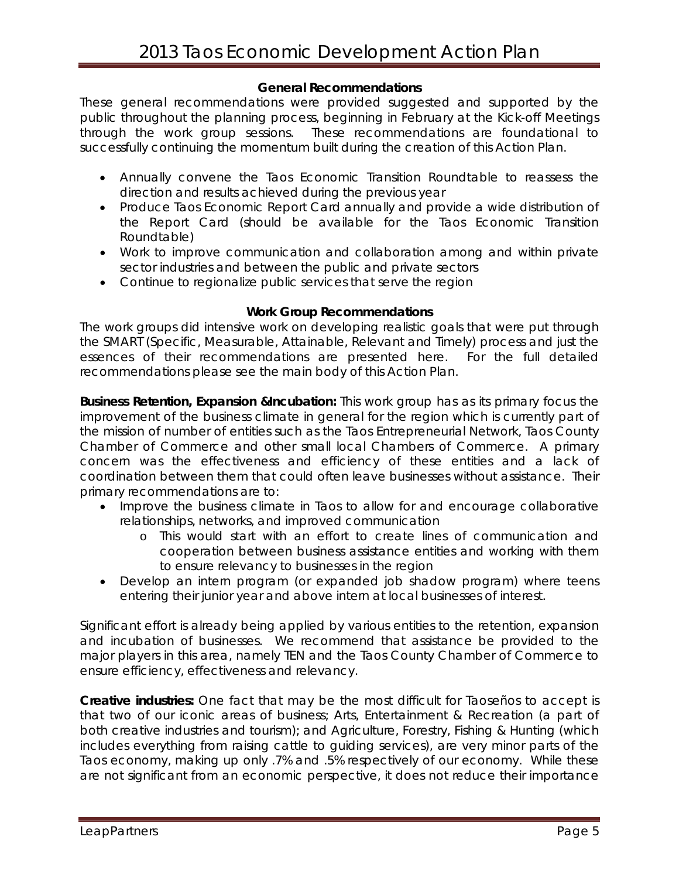### General Recommendations

These general recommendations were provided suggested and supported by the public throughout the planning process, beginning in February at the Kick-off Meetings through the work group sessions. These recommendations are foundational to successfully continuing the momentum built during the creation of this Action Plan.

- Annually convene the Taos Economic Transition Roundtable to reassess the direction and results achieved during the previous year
- Produce Taos Economic Report Card annually and provide a wide distribution of the Report Card (should be available for the Taos Economic Transition Roundtable)
- Work to improve communication and collaboration among and within private sector industries and between the public and private sectors
- Continue to regionalize public services that serve the region

### Work Group Recommendations

The work groups did intensive work on developing realistic goals that were put through the SMART (Specific, Measurable, Attainable, Relevant and Timely) process and just the essences of their recommendations are presented here. For the full detailed recommendations please see the main body of this Action Plan.

**Business Retention, Expansion &Incubation:** This work group has as its primary focus the improvement of the business climate in general for the region which is currently part of the mission of number of entities such as the Taos Entrepreneurial Network, Taos County Chamber of Commerce and other small local Chambers of Commerce. A primary concern was the effectiveness and efficiency of these entities and a lack of coordination between them that could often leave businesses without assistance. Their primary recommendations are to:

- Improve the business climate in Taos to allow for and encourage collaborative relationships, networks, and improved communication
  - This would start with an effort to create lines of communication and cooperation between business assistance entities and working with them to ensure relevancy to businesses in the region
- Develop an intern program (or expanded job shadow program) where teens entering their junior year and above intern at local businesses of interest.

Significant effort is already being applied by various entities to the retention, expansion and incubation of businesses. We recommend that assistance be provided to the major players in this area, namely TEN and the Taos County Chamber of Commerce to ensure efficiency, effectiveness and relevancy.

**Creative industries:** One fact that may be the most difficult for Taoseños to accept is that two of our iconic areas of business; Arts, Entertainment & Recreation (a part of both creative industries and tourism); and Agriculture, Forestry, Fishing & Hunting (which includes everything from raising cattle to guiding services), are very minor parts of the Taos economy, making up only .7% and .5% respectively of our economy. While these are not significant from an economic perspective, it does not reduce their importance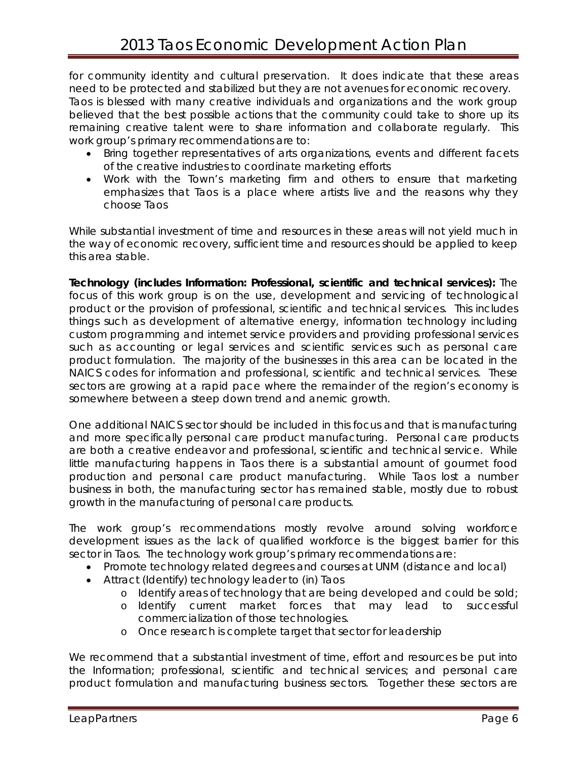for community identity and cultural preservation. It does indicate that these areas need to be protected and stabilized but they are not avenues for economic recovery. Taos is blessed with many creative individuals and organizations and the work group believed that the best possible actions that the community could take to shore up its remaining creative talent were to share information and collaborate regularly. This work group's primary recommendations are to:

- Bring together representatives of arts organizations, events and different facets of the creative industries to coordinate marketing efforts
- Work with the Town's marketing firm and others to ensure that marketing emphasizes that Taos is a place where artists live and the reasons why they choose Taos

While substantial investment of time and resources in these areas will not yield much in the way of economic recovery, sufficient time and resources should be applied to keep this area stable.

**Technology (includes Information: Professional, scientific and technical services):** The focus of this work group is on the use, development and servicing of technological product or the provision of professional, scientific and technical services. This includes things such as development of alternative energy, information technology including custom programming and internet service providers and providing professional services such as accounting or legal services and scientific services such as personal care product formulation. The majority of the businesses in this area can be located in the NAICS codes for information and professional, scientific and technical services. These sectors are growing at a rapid pace where the remainder of the region's economy is somewhere between a steep down trend and anemic growth.

One additional NAICS sector should be included in this focus and that is manufacturing and more specifically personal care product manufacturing. Personal care products are both a creative endeavor and professional, scientific and technical service. While little manufacturing happens in Taos there is a substantial amount of gourmet food production and personal care product manufacturing. While Taos lost a number business in both, the manufacturing sector has remained stable, mostly due to robust growth in the manufacturing of personal care products.

The work group's recommendations mostly revolve around solving workforce development issues as the lack of qualified workforce is the biggest barrier for this sector in Taos. The technology work group's primary recommendations are:

- Promote technology related degrees and courses at UNM (distance and local)
- Attract (Identify) technology leader to (in) Taos
  - Identify areas of technology that are being developed and could be sold;
  - Identify current market forces that may lead to successful commercialization of those technologies.
  - Once research is complete target that sector for leadership

We recommend that a substantial investment of time, effort and resources be put into the Information; professional, scientific and technical services; and personal care product formulation and manufacturing business sectors. Together these sectors are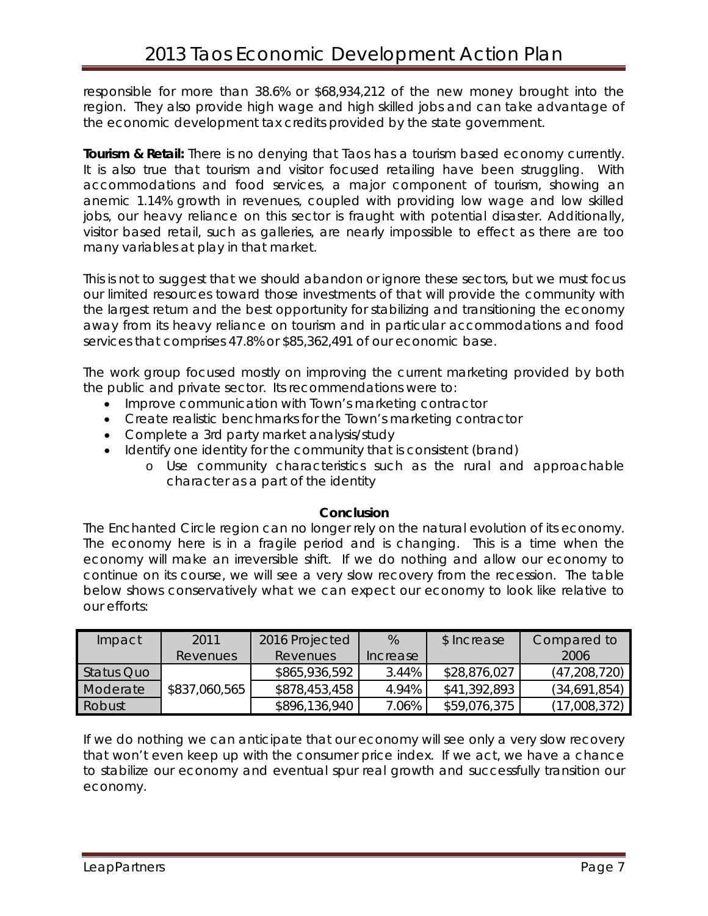responsible for more than 38.6% or $68,934,212 of the new money brought into the region. They also provide high wage and high skilled jobs and can take advantage of the economic development tax credits provided by the state government.

**Tourism & Retail:** There is no denying that Taos has a tourism based economy currently. It is also true that tourism and visitor focused retailing have been struggling. With accommodations and food services, a major component of tourism, showing an anemic 1.14% growth in revenues, coupled with providing low wage and low skilled jobs, our heavy reliance on this sector is fraught with potential disaster. Additionally, visitor based retail, such as galleries, are nearly impossible to effect as there are too many variables at play in that market.

This is not to suggest that we should abandon or ignore these sectors, but we must focus our limited resources toward those investments of that will provide the community with the largest return and the best opportunity for stabilizing and transitioning the economy away from its heavy reliance on tourism and in particular accommodations and food services that comprises 47.8% or $85,362,491 of our economic base.

The work group focused mostly on improving the current marketing provided by both the public and private sector. Its recommendations were to:

- Improve communication with Town's marketing contractor
- Create realistic benchmarks for the Town's marketing contractor
- Complete a 3rd party market analysis/study
- Identify one identity for the community that is consistent (brand)
  - Use community characteristics such as the rural and approachable character as a part of the identity

**Conclusion**

The Enchanted Circle region can no longer rely on the natural evolution of its economy. The economy here is in a fragile period and is changing. This is a time when the economy will make an irreversible shift. If we do nothing and allow our economy to continue on its course, we will see a very slow recovery from the recession. The table below shows conservatively what we can expect our economy to look like relative to our efforts:

| Impact | 2011 Revenues | 2016 Projected Revenues | % Increase | $ Increase | Compared to 2006 |
|---|---|---|---|---|---|
| Status Quo | $837,060,565 | $865,936,592 | 3.44% | $28,876,027 | (47,208,720) |
| Moderate | | $878,453,458 | 4.94% | $41,392,893 | (34,691,854) |
| Robust | | $896,136,940 | 7.06% | $59,076,375 | (17,008,372) |

If we do nothing we can anticipate that our economy will see only a very slow recovery that won't even keep up with the consumer price index. If we act, we have a chance to stabilize our economy and eventual spur real growth and successfully transition our economy.